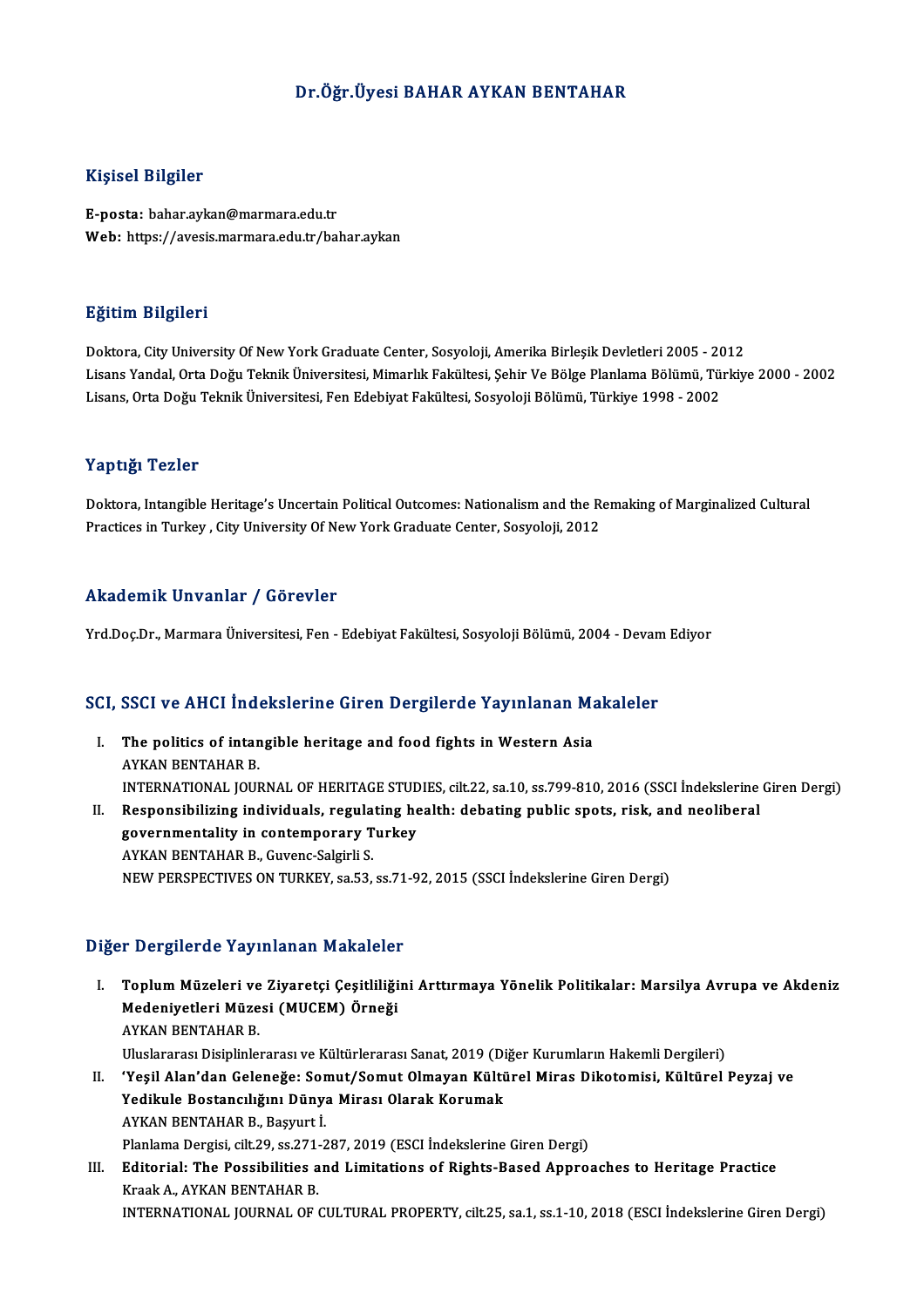# Dr.Öğr.Üyesi BAHAR AYKAN BENTAHAR

## Kişisel Bilgiler

**E-posta:** bahar.aykan@marmara.edu.tr
**Web:** https://avesis.marmara.edu.tr/bahar.aykan

## Eğitim Bilgileri

Doktora, City University Of New York Graduate Center, Sosyoloji, Amerika Birleşik Devletleri 2005 - 2012
Lisans Yandal, Orta Doğu Teknik Üniversitesi, Mimarlık Fakültesi, Şehir Ve Bölge Planlama Bölümü, Türkiye 2000 - 2002
Lisans, Orta Doğu Teknik Üniversitesi, Fen Edebiyat Fakültesi, Sosyoloji Bölümü, Türkiye 1998 - 2002

## Yaptığı Tezler

Doktora, Intangible Heritage's Uncertain Political Outcomes: Nationalism and the Remaking of Marginalized Cultural Practices in Turkey , City University Of New York Graduate Center, Sosyoloji, 2012

## Akademik Unvanlar / Görevler

Yrd.Doç.Dr., Marmara Üniversitesi, Fen - Edebiyat Fakültesi, Sosyoloji Bölümü, 2004 - Devam Ediyor

## SCI, SSCI ve AHCI İndekslerine Giren Dergilerde Yayınlanan Makaleler

I. **The politics of intangible heritage and food fights in Western Asia**
AYKAN BENTAHAR B.
INTERNATIONAL JOURNAL OF HERITAGE STUDIES, cilt.22, sa.10, ss.799-810, 2016 (SSCI İndekslerine Giren Dergi)

II. **Responsibilizing individuals, regulating health: debating public spots, risk, and neoliberal governmentality in contemporary Turkey**
AYKAN BENTAHAR B., Guvenc-Salgirli S.
NEW PERSPECTIVES ON TURKEY, sa.53, ss.71-92, 2015 (SSCI İndekslerine Giren Dergi)

## Diğer Dergilerde Yayınlanan Makaleler

I. **Toplum Müzeleri ve Ziyaretçi Çeşitliliğini Arttırmaya Yönelik Politikalar: Marsilya Avrupa ve Akdeniz Medeniyetleri Müzesi (MUCEM) Örneği**
AYKAN BENTAHAR B.
Uluslararası Disiplinlerarası ve Kültürlerarası Sanat, 2019 (Diğer Kurumların Hakemli Dergileri)

II. **'Yeşil Alan'dan Geleneğe: Somut/Somut Olmayan Kültürel Miras Dikotomisi, Kültürel Peyzaj ve Yedikule Bostancılığını Dünya Mirası Olarak Korumak**
AYKAN BENTAHAR B., Başyurt İ.
Planlama Dergisi, cilt.29, ss.271-287, 2019 (ESCI İndekslerine Giren Dergi)

III. **Editorial: The Possibilities and Limitations of Rights-Based Approaches to Heritage Practice**
Kraak A., AYKAN BENTAHAR B.
INTERNATIONAL JOURNAL OF CULTURAL PROPERTY, cilt.25, sa.1, ss.1-10, 2018 (ESCI İndekslerine Giren Dergi)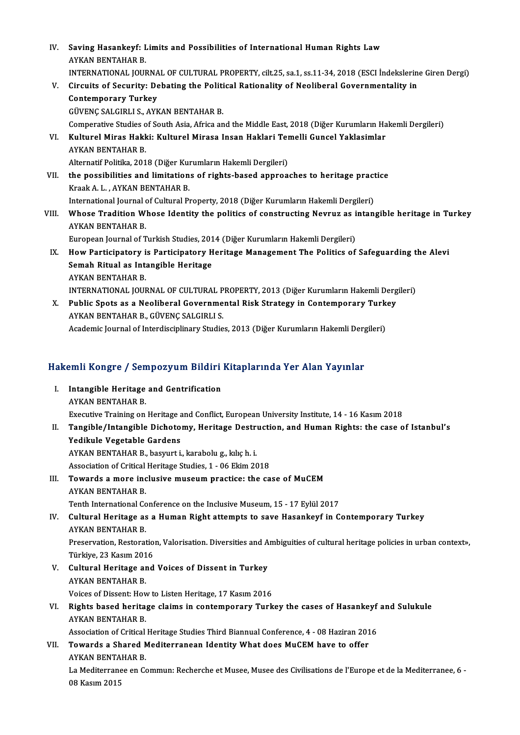IV. **Saving Hasankeyf: Limits and Possibilities of International Human Rights Law**
AYKAN BENTAHAR B.
INTERNATIONAL JOURNAL OF CULTURAL PROPERTY, cilt.25, sa.1, ss.11-34, 2018 (ESCI İndekslerine Giren Dergi)

V. **Circuits of Security: Debating the Political Rationality of Neoliberal Governmentality in Contemporary Turkey**
GÜVENÇ SALGIRLI S., AYKAN BENTAHAR B.
Comperative Studies of South Asia, Africa and the Middle East, 2018 (Diğer Kurumların Hakemli Dergileri)

VI. **Kulturel Miras Hakki: Kulturel Mirasa Insan Haklari Temelli Guncel Yaklasimlar**
AYKAN BENTAHAR B.
Alternatif Politika, 2018 (Diğer Kurumların Hakemli Dergileri)

VII. **the possibilities and limitations of rights-based approaches to heritage practice**
Kraak A. L. , AYKAN BENTAHAR B.
International Journal of Cultural Property, 2018 (Diğer Kurumların Hakemli Dergileri)

VIII. **Whose Tradition Whose Identity the politics of constructing Nevruz as intangible heritage in Turkey**
AYKAN BENTAHAR B.
European Journal of Turkish Studies, 2014 (Diğer Kurumların Hakemli Dergileri)

IX. **How Participatory is Participatory Heritage Management The Politics of Safeguarding the Alevi Semah Ritual as Intangible Heritage**
AYKAN BENTAHAR B.
INTERNATIONAL JOURNAL OF CULTURAL PROPERTY, 2013 (Diğer Kurumların Hakemli Dergileri)

X. **Public Spots as a Neoliberal Governmental Risk Strategy in Contemporary Turkey**
AYKAN BENTAHAR B., GÜVENÇ SALGIRLI S.
Academic Journal of Interdisciplinary Studies, 2013 (Diğer Kurumların Hakemli Dergileri)

## Hakemli Kongre / Sempozyum Bildiri Kitaplarında Yer Alan Yayınlar

I. **Intangible Heritage and Gentrification**
AYKAN BENTAHAR B.
Executive Training on Heritage and Conflict, European University Institute, 14 - 16 Kasım 2018

II. **Tangible/Intangible Dichotomy, Heritage Destruction, and Human Rights: the case of Istanbul's Yedikule Vegetable Gardens**
AYKAN BENTAHAR B., basyurt i., karabolu g., kılıç h. i.
Association of Critical Heritage Studies, 1 - 06 Ekim 2018

III. **Towards a more inclusive museum practice: the case of MuCEM**
AYKAN BENTAHAR B.
Tenth International Conference on the Inclusive Museum, 15 - 17 Eylül 2017

IV. **Cultural Heritage as a Human Right attempts to save Hasankeyf in Contemporary Turkey**
AYKAN BENTAHAR B.
Preservation, Restoration, Valorisation. Diversities and Ambiguities of cultural heritage policies in urban context», Türkiye, 23 Kasım 2016

V. **Cultural Heritage and Voices of Dissent in Turkey**
AYKAN BENTAHAR B.
Voices of Dissent: How to Listen Heritage, 17 Kasım 2016

VI. **Rights based heritage claims in contemporary Turkey the cases of Hasankeyf and Sulukule**
AYKAN BENTAHAR B.
Association of Critical Heritage Studies Third Biannual Conference, 4 - 08 Haziran 2016

VII. **Towards a Shared Mediterranean Identity What does MuCEM have to offer**
AYKAN BENTAHAR B.
La Mediterranee en Commun: Recherche et Musee, Musee des Civilisations de l'Europe et de la Mediterranee, 6 - 08 Kasım 2015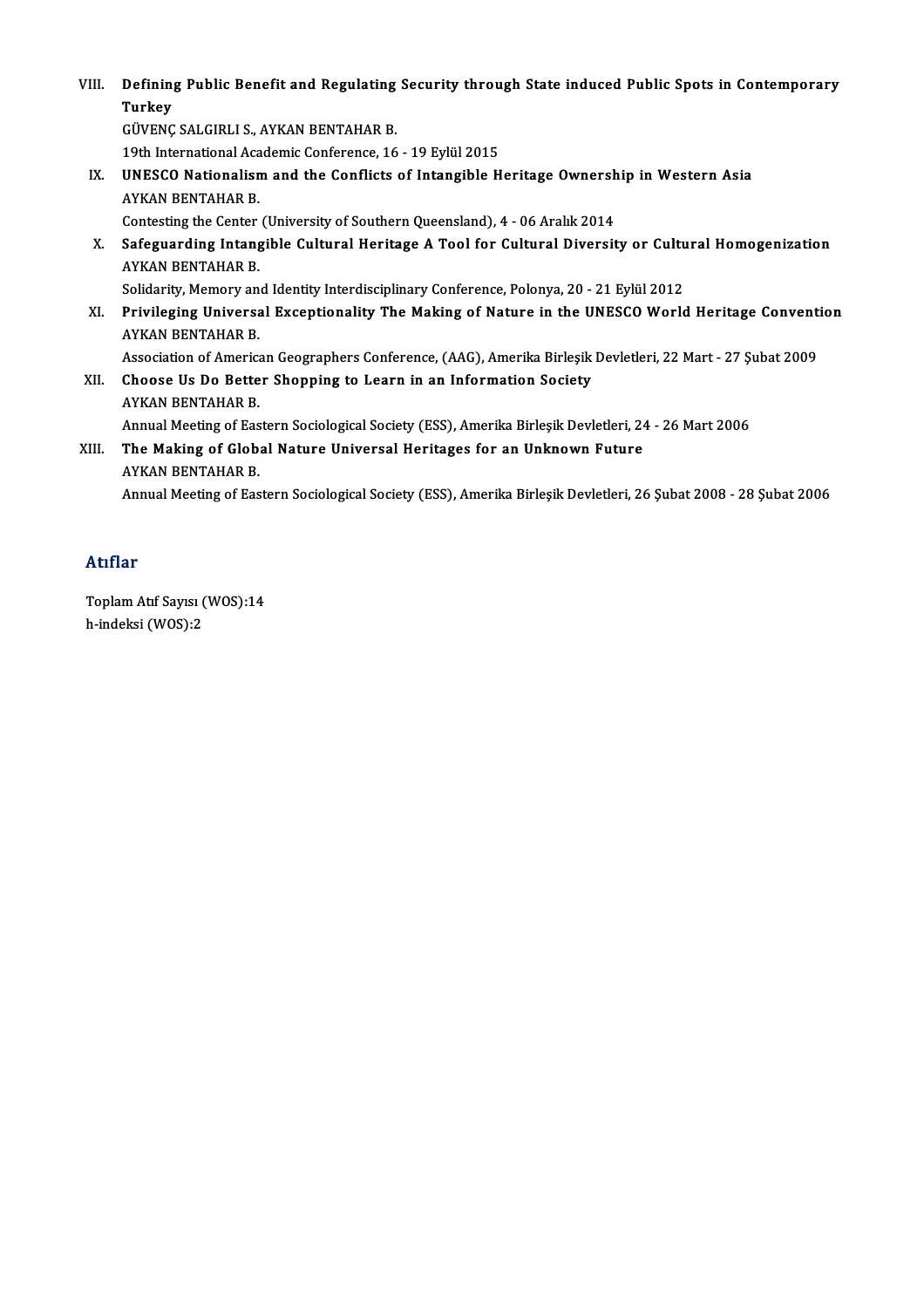VIII. **Defining Public Benefit and Regulating Security through State induced Public Spots in Contemporary Turkey**
GÜVENÇ SALGIRLI S., AYKAN BENTAHAR B.
19th International Academic Conference, 16 - 19 Eylül 2015

IX. **UNESCO Nationalism and the Conflicts of Intangible Heritage Ownership in Western Asia**
AYKAN BENTAHAR B.
Contesting the Center (University of Southern Queensland), 4 - 06 Aralık 2014

X. **Safeguarding Intangible Cultural Heritage A Tool for Cultural Diversity or Cultural Homogenization**
AYKAN BENTAHAR B.
Solidarity, Memory and Identity Interdisciplinary Conference, Polonya, 20 - 21 Eylül 2012

XI. **Privileging Universal Exceptionality The Making of Nature in the UNESCO World Heritage Convention**
AYKAN BENTAHAR B.
Association of American Geographers Conference, (AAG), Amerika Birleşik Devletleri, 22 Mart - 27 Şubat 2009

XII. **Choose Us Do Better Shopping to Learn in an Information Society**
AYKAN BENTAHAR B.
Annual Meeting of Eastern Sociological Society (ESS), Amerika Birleşik Devletleri, 24 - 26 Mart 2006

XIII. **The Making of Global Nature Universal Heritages for an Unknown Future**
AYKAN BENTAHAR B.
Annual Meeting of Eastern Sociological Society (ESS), Amerika Birleşik Devletleri, 26 Şubat 2008 - 28 Şubat 2006

## Atıflar

Toplam Atıf Sayısı (WOS):14
h-indeksi (WOS):2